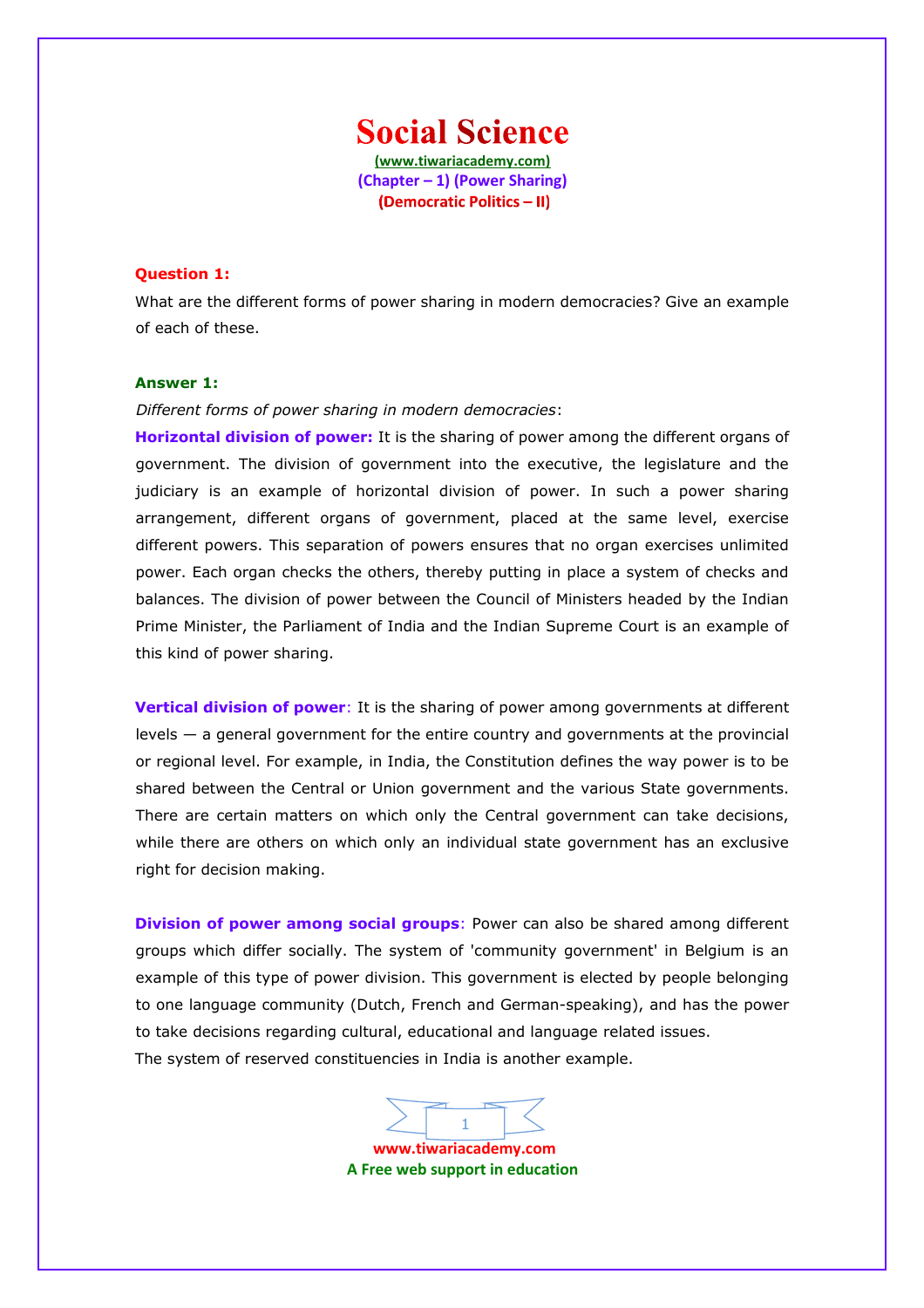# Social Science

(www.tiwariacademy.com)
(Chapter – 1) (Power Sharing)
(Democratic Politics – II)

**Question 1:**

What are the different forms of power sharing in modern democracies? Give an example of each of these.

**Answer 1:**

*Different forms of power sharing in modern democracies*:

**Horizontal division of power:** It is the sharing of power among the different organs of government. The division of government into the executive, the legislature and the judiciary is an example of horizontal division of power. In such a power sharing arrangement, different organs of government, placed at the same level, exercise different powers. This separation of powers ensures that no organ exercises unlimited power. Each organ checks the others, thereby putting in place a system of checks and balances. The division of power between the Council of Ministers headed by the Indian Prime Minister, the Parliament of India and the Indian Supreme Court is an example of this kind of power sharing.

**Vertical division of power**: It is the sharing of power among governments at different levels — a general government for the entire country and governments at the provincial or regional level. For example, in India, the Constitution defines the way power is to be shared between the Central or Union government and the various State governments. There are certain matters on which only the Central government can take decisions, while there are others on which only an individual state government has an exclusive right for decision making.

**Division of power among social groups**: Power can also be shared among different groups which differ socially. The system of 'community government' in Belgium is an example of this type of power division. This government is elected by people belonging to one language community (Dutch, French and German-speaking), and has the power to take decisions regarding cultural, educational and language related issues.

The system of reserved constituencies in India is another example.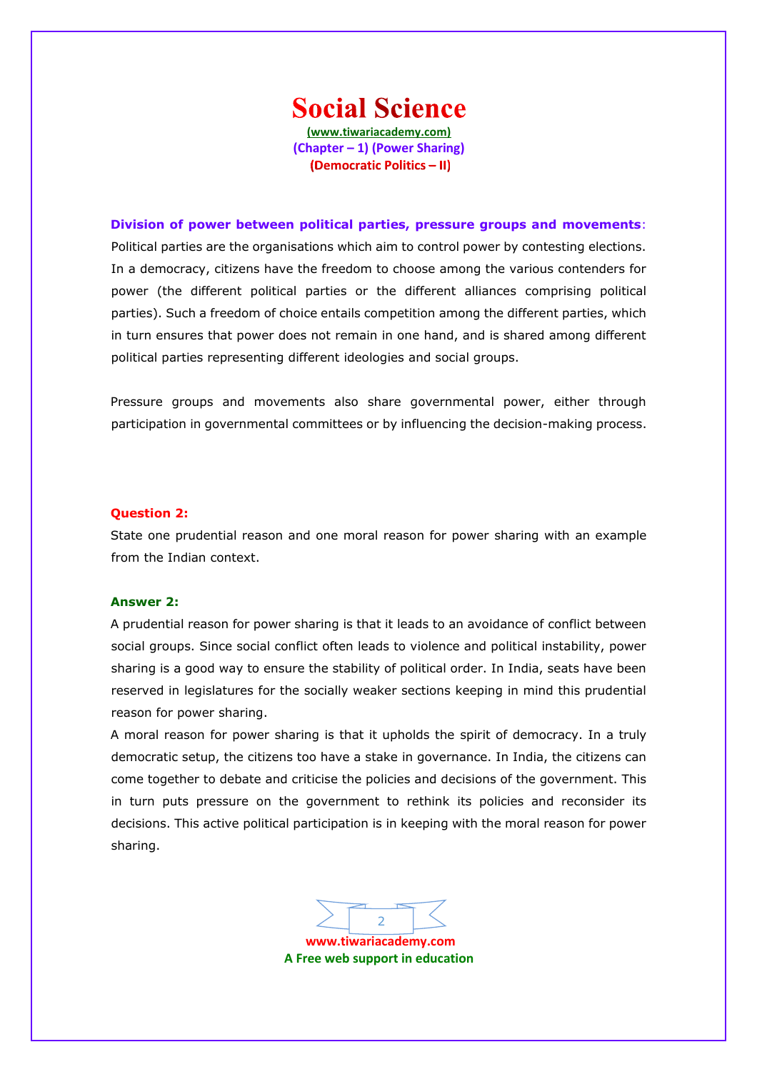**Division of power between political parties, pressure groups and movements**: Political parties are the organisations which aim to control power by contesting elections. In a democracy, citizens have the freedom to choose among the various contenders for power (the different political parties or the different alliances comprising political parties). Such a freedom of choice entails competition among the different parties, which in turn ensures that power does not remain in one hand, and is shared among different political parties representing different ideologies and social groups.

Pressure groups and movements also share governmental power, either through participation in governmental committees or by influencing the decision-making process.

**Question 2:**

State one prudential reason and one moral reason for power sharing with an example from the Indian context.

**Answer 2:**

A prudential reason for power sharing is that it leads to an avoidance of conflict between social groups. Since social conflict often leads to violence and political instability, power sharing is a good way to ensure the stability of political order. In India, seats have been reserved in legislatures for the socially weaker sections keeping in mind this prudential reason for power sharing.

A moral reason for power sharing is that it upholds the spirit of democracy. In a truly democratic setup, the citizens too have a stake in governance. In India, the citizens can come together to debate and criticise the policies and decisions of the government. This in turn puts pressure on the government to rethink its policies and reconsider its decisions. This active political participation is in keeping with the moral reason for power sharing.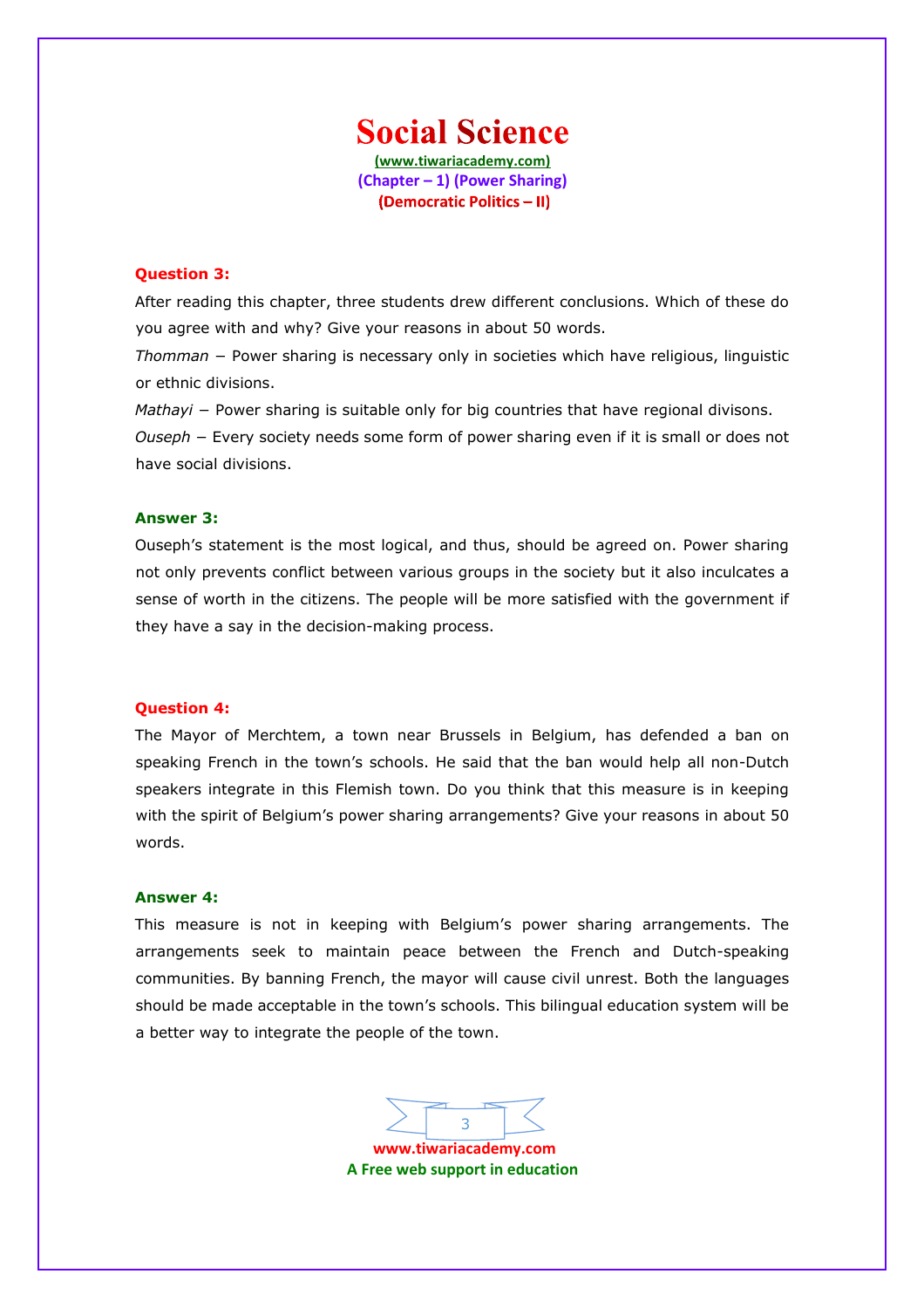# Social Science

(www.tiwariacademy.com)
(Chapter – 1) (Power Sharing)
(Democratic Politics – II)

**Question 3:**

After reading this chapter, three students drew different conclusions. Which of these do you agree with and why? Give your reasons in about 50 words.

*Thomman* – Power sharing is necessary only in societies which have religious, linguistic or ethnic divisions.

*Mathayi* – Power sharing is suitable only for big countries that have regional divisons.

*Ouseph* – Every society needs some form of power sharing even if it is small or does not have social divisions.

**Answer 3:**

Ouseph's statement is the most logical, and thus, should be agreed on. Power sharing not only prevents conflict between various groups in the society but it also inculcates a sense of worth in the citizens. The people will be more satisfied with the government if they have a say in the decision-making process.

**Question 4:**

The Mayor of Merchtem, a town near Brussels in Belgium, has defended a ban on speaking French in the town's schools. He said that the ban would help all non-Dutch speakers integrate in this Flemish town. Do you think that this measure is in keeping with the spirit of Belgium's power sharing arrangements? Give your reasons in about 50 words.

**Answer 4:**

This measure is not in keeping with Belgium's power sharing arrangements. The arrangements seek to maintain peace between the French and Dutch-speaking communities. By banning French, the mayor will cause civil unrest. Both the languages should be made acceptable in the town's schools. This bilingual education system will be a better way to integrate the people of the town.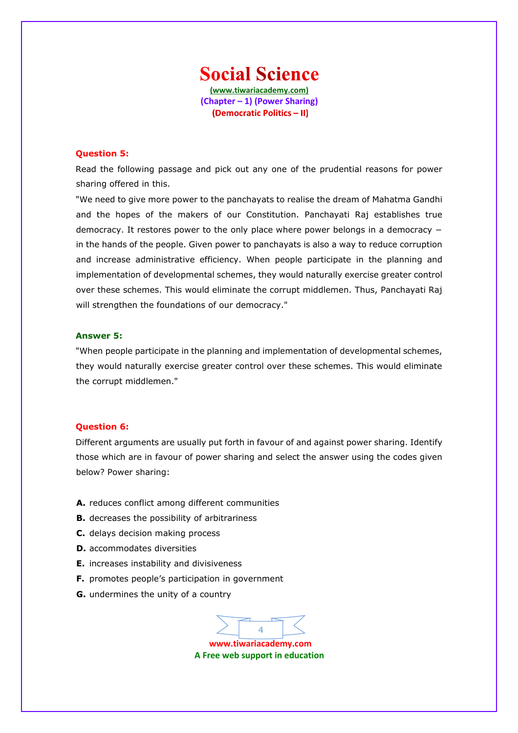# Social Science

**(www.tiwariacademy.com)**
**(Chapter – 1) (Power Sharing)**
**(Democratic Politics – II)**

**Question 5:**

Read the following passage and pick out any one of the prudential reasons for power sharing offered in this.

"We need to give more power to the panchayats to realise the dream of Mahatma Gandhi and the hopes of the makers of our Constitution. Panchayati Raj establishes true democracy. It restores power to the only place where power belongs in a democracy – in the hands of the people. Given power to panchayats is also a way to reduce corruption and increase administrative efficiency. When people participate in the planning and implementation of developmental schemes, they would naturally exercise greater control over these schemes. This would eliminate the corrupt middlemen. Thus, Panchayati Raj will strengthen the foundations of our democracy."

**Answer 5:**

"When people participate in the planning and implementation of developmental schemes, they would naturally exercise greater control over these schemes. This would eliminate the corrupt middlemen."

**Question 6:**

Different arguments are usually put forth in favour of and against power sharing. Identify those which are in favour of power sharing and select the answer using the codes given below? Power sharing:

**A.** reduces conflict among different communities
**B.** decreases the possibility of arbitrariness
**C.** delays decision making process
**D.** accommodates diversities
**E.** increases instability and divisiveness
**F.** promotes people's participation in government
**G.** undermines the unity of a country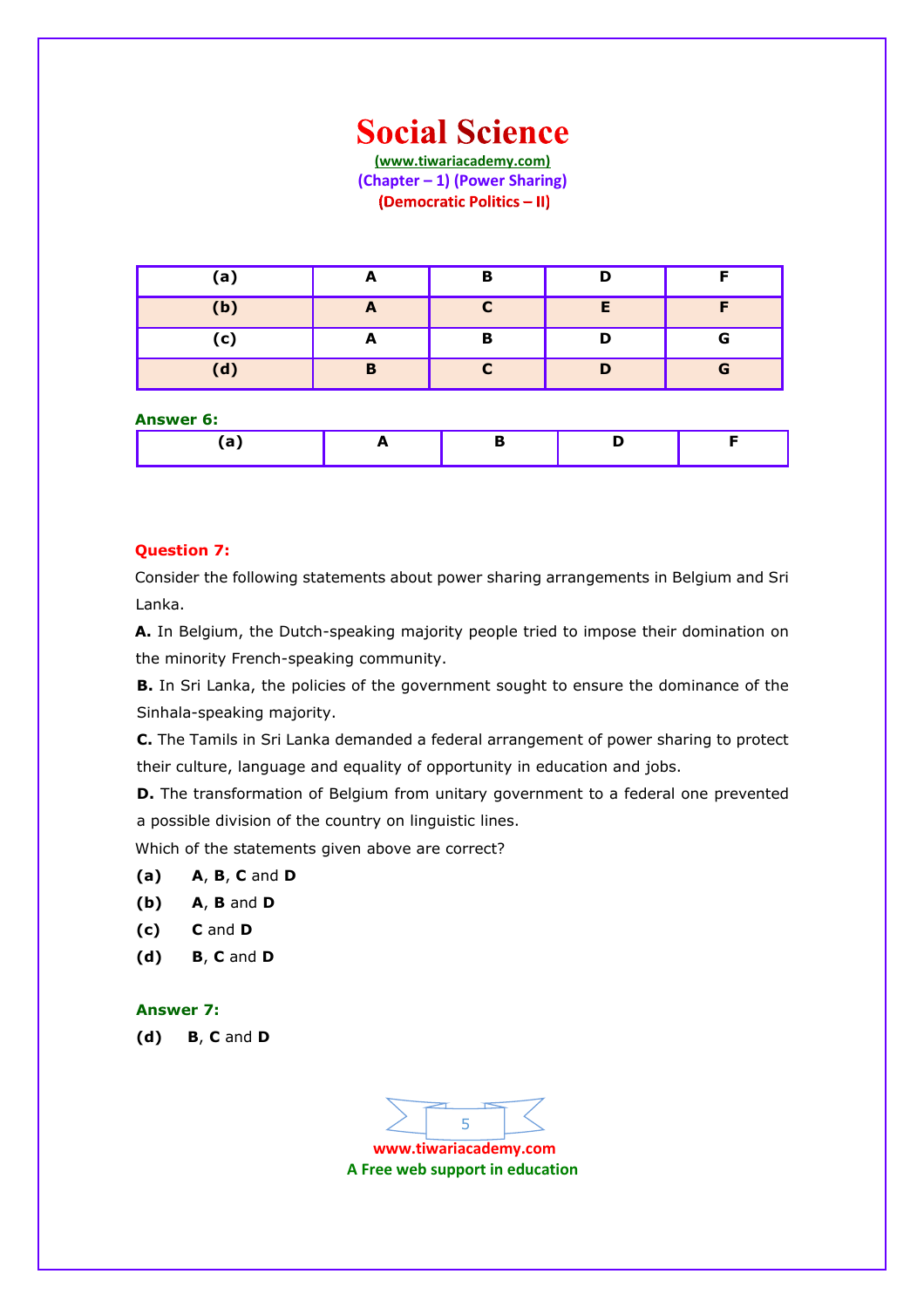| (a) | A | B | D | F |
|---|---|---|---|---|
| (b) | A | C | E | F |
| (c) | A | B | D | G |
| (d) | B | C | D | G |

**Answer 6:**

| (a) | A | B | D | F |
|---|---|---|---|---|

**Question 7:**

Consider the following statements about power sharing arrangements in Belgium and Sri Lanka.

**A.** In Belgium, the Dutch-speaking majority people tried to impose their domination on the minority French-speaking community.

**B.** In Sri Lanka, the policies of the government sought to ensure the dominance of the Sinhala-speaking majority.

**C.** The Tamils in Sri Lanka demanded a federal arrangement of power sharing to protect their culture, language and equality of opportunity in education and jobs.

**D.** The transformation of Belgium from unitary government to a federal one prevented a possible division of the country on linguistic lines.

Which of the statements given above are correct?

**(a)** **A**, **B**, **C** and **D**

**(b)** **A**, **B** and **D**

**(c)** **C** and **D**

**(d)** **B**, **C** and **D**

**Answer 7:**

**(d)** **B**, **C** and **D**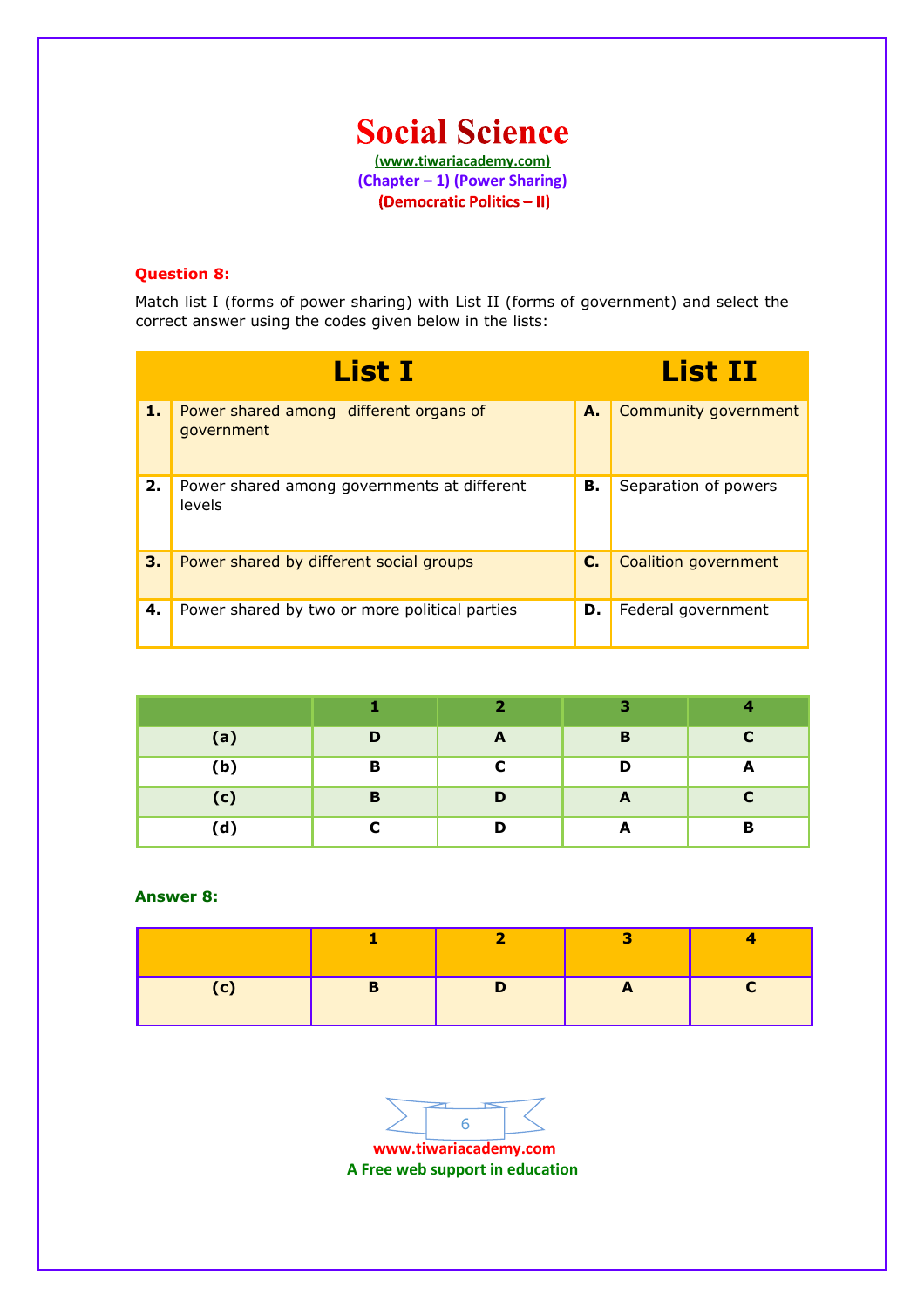# Social Science

(www.tiwariacademy.com)

(Chapter – 1) (Power Sharing)

(Democratic Politics – II)

**Question 8:**

Match list I (forms of power sharing) with List II (forms of government) and select the correct answer using the codes given below in the lists:

| | List I | | List II |
|---|---|---|---|
| **1.** | Power shared among different organs of government | **A.** | Community government |
| **2.** | Power shared among governments at different levels | **B.** | Separation of powers |
| **3.** | Power shared by different social groups | **C.** | Coalition government |
| **4.** | Power shared by two or more political parties | **D.** | Federal government |

| | 1 | 2 | 3 | 4 |
|---|---|---|---|---|
| **(a)** | D | A | B | C |
| **(b)** | B | C | D | A |
| **(c)** | B | D | A | C |
| **(d)** | C | D | A | B |

**Answer 8:**

| | 1 | 2 | 3 | 4 |
|---|---|---|---|---|
| **(c)** | B | D | A | C |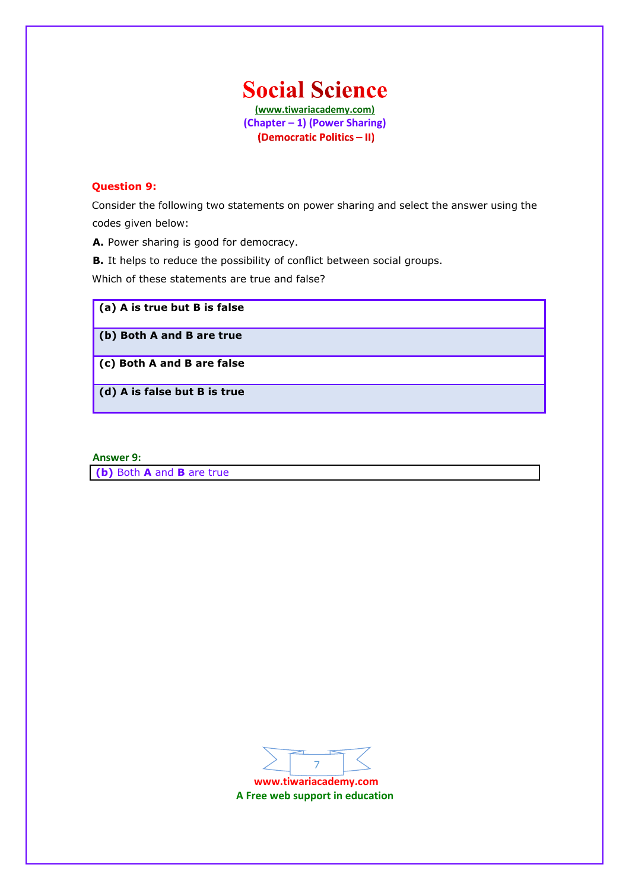# Social Science

(www.tiwariacademy.com)
(Chapter – 1) (Power Sharing)
(Democratic Politics – II)

**Question 9:**

Consider the following two statements on power sharing and select the answer using the codes given below:

**A.** Power sharing is good for democracy.

**B.** It helps to reduce the possibility of conflict between social groups.

Which of these statements are true and false?

| |
|---|
| **(a) A is true but B is false** |
| **(b) Both A and B are true** |
| **(c) Both A and B are false** |
| **(d) A is false but B is true** |

**Answer 9:**

**(b)** Both **A** and **B** are true